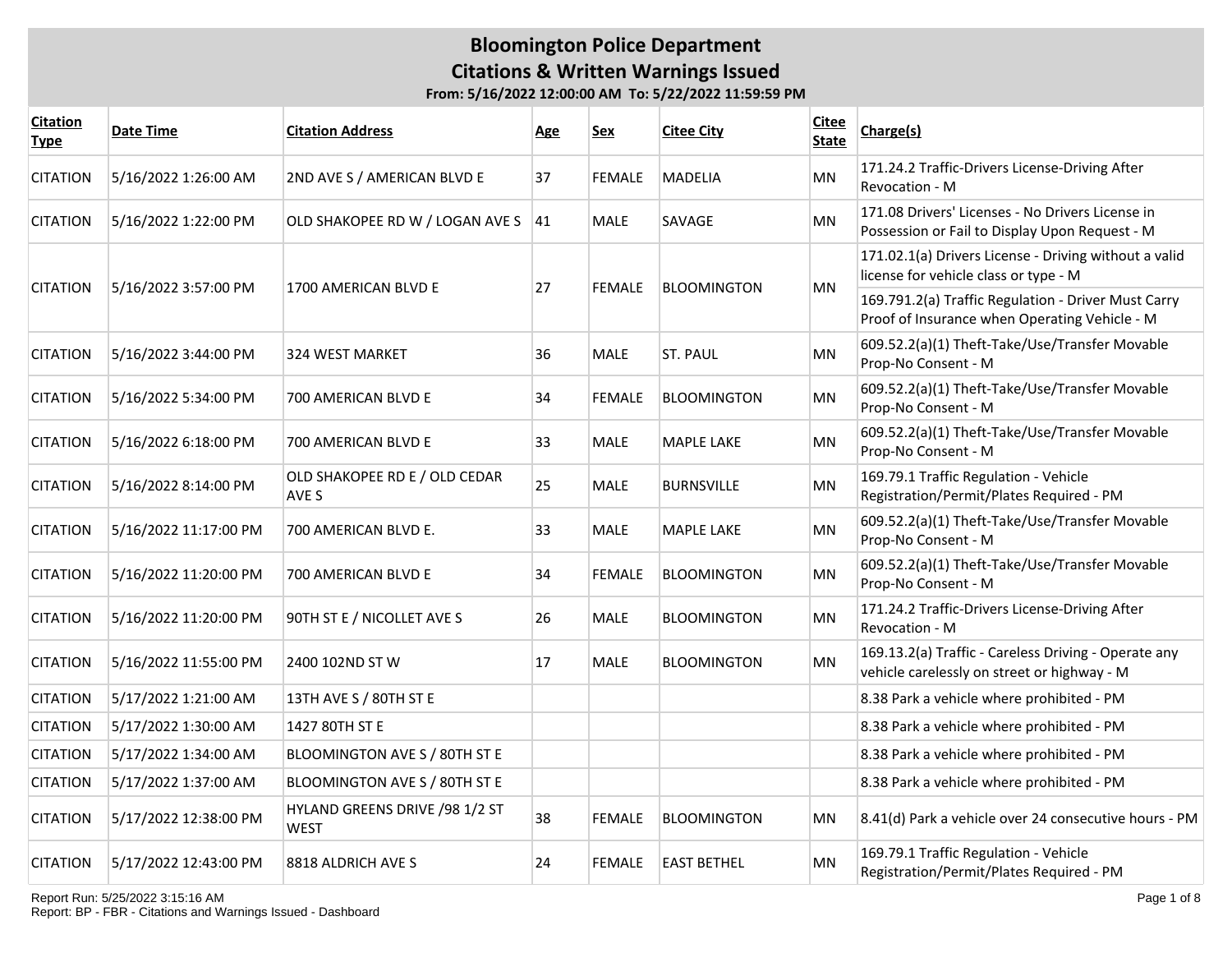# Bloomington Police Department

## Citations & Written Warnings Issued

**From: 5/16/2022 12:00:00 AM To: 5/22/2022 11:59:59 PM**

| Citation Type | Date Time | Citation Address | Age | Sex | Citee City | Citee State | Charge(s) |
|---|---|---|---|---|---|---|---|
| CITATION | 5/16/2022 1:26:00 AM | 2ND AVE S / AMERICAN BLVD E | 37 | FEMALE | MADELIA | MN | 171.24.2 Traffic-Drivers License-Driving After Revocation - M |
| CITATION | 5/16/2022 1:22:00 PM | OLD SHAKOPEE RD W / LOGAN AVE S | 41 | MALE | SAVAGE | MN | 171.08 Drivers' Licenses - No Drivers License in Possession or Fail to Display Upon Request - M |
| CITATION | 5/16/2022 3:57:00 PM | 1700 AMERICAN BLVD E | 27 | FEMALE | BLOOMINGTON | MN | 171.02.1(a) Drivers License - Driving without a valid license for vehicle class or type - M |
| | | | | | | | 169.791.2(a) Traffic Regulation - Driver Must Carry Proof of Insurance when Operating Vehicle - M |
| CITATION | 5/16/2022 3:44:00 PM | 324 WEST MARKET | 36 | MALE | ST. PAUL | MN | 609.52.2(a)(1) Theft-Take/Use/Transfer Movable Prop-No Consent - M |
| CITATION | 5/16/2022 5:34:00 PM | 700 AMERICAN BLVD E | 34 | FEMALE | BLOOMINGTON | MN | 609.52.2(a)(1) Theft-Take/Use/Transfer Movable Prop-No Consent - M |
| CITATION | 5/16/2022 6:18:00 PM | 700 AMERICAN BLVD E | 33 | MALE | MAPLE LAKE | MN | 609.52.2(a)(1) Theft-Take/Use/Transfer Movable Prop-No Consent - M |
| CITATION | 5/16/2022 8:14:00 PM | OLD SHAKOPEE RD E / OLD CEDAR AVE S | 25 | MALE | BURNSVILLE | MN | 169.79.1 Traffic Regulation - Vehicle Registration/Permit/Plates Required - PM |
| CITATION | 5/16/2022 11:17:00 PM | 700 AMERICAN BLVD E. | 33 | MALE | MAPLE LAKE | MN | 609.52.2(a)(1) Theft-Take/Use/Transfer Movable Prop-No Consent - M |
| CITATION | 5/16/2022 11:20:00 PM | 700 AMERICAN BLVD E | 34 | FEMALE | BLOOMINGTON | MN | 609.52.2(a)(1) Theft-Take/Use/Transfer Movable Prop-No Consent - M |
| CITATION | 5/16/2022 11:20:00 PM | 90TH ST E / NICOLLET AVE S | 26 | MALE | BLOOMINGTON | MN | 171.24.2 Traffic-Drivers License-Driving After Revocation - M |
| CITATION | 5/16/2022 11:55:00 PM | 2400 102ND ST W | 17 | MALE | BLOOMINGTON | MN | 169.13.2(a) Traffic - Careless Driving - Operate any vehicle carelessly on street or highway - M |
| CITATION | 5/17/2022 1:21:00 AM | 13TH AVE S / 80TH ST E | | | | | 8.38 Park a vehicle where prohibited - PM |
| CITATION | 5/17/2022 1:30:00 AM | 1427 80TH ST E | | | | | 8.38 Park a vehicle where prohibited - PM |
| CITATION | 5/17/2022 1:34:00 AM | BLOOMINGTON AVE S / 80TH ST E | | | | | 8.38 Park a vehicle where prohibited - PM |
| CITATION | 5/17/2022 1:37:00 AM | BLOOMINGTON AVE S / 80TH ST E | | | | | 8.38 Park a vehicle where prohibited - PM |
| CITATION | 5/17/2022 12:38:00 PM | HYLAND GREENS DRIVE /98 1/2 ST WEST | 38 | FEMALE | BLOOMINGTON | MN | 8.41(d) Park a vehicle over 24 consecutive hours - PM |
| CITATION | 5/17/2022 12:43:00 PM | 8818 ALDRICH AVE S | 24 | FEMALE | EAST BETHEL | MN | 169.79.1 Traffic Regulation - Vehicle Registration/Permit/Plates Required - PM |

Report Run: 5/25/2022 3:15:16 AM
Report: BP - FBR - Citations and Warnings Issued - Dashboard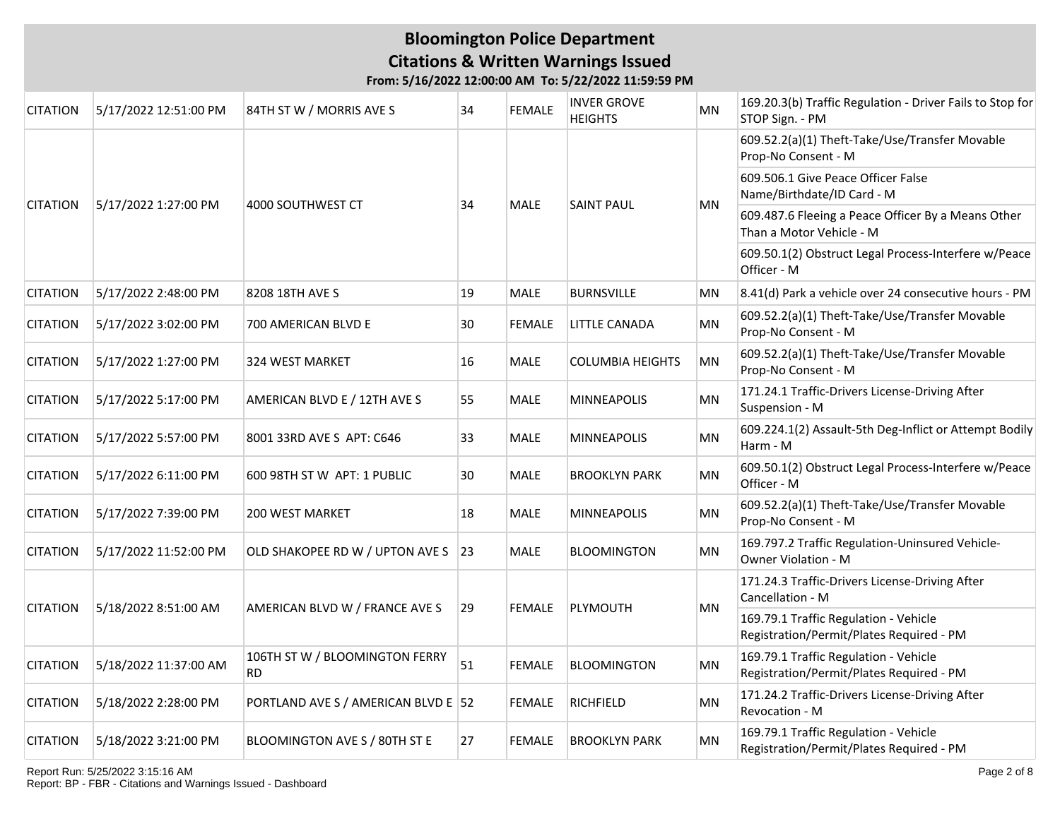# Bloomington Police Department

## Citations & Written Warnings Issued

**From: 5/16/2022 12:00:00 AM To: 5/22/2022 11:59:59 PM**

| | | | | | | | |
|---|---|---|---|---|---|---|---|
| CITATION | 5/17/2022 12:51:00 PM | 84TH ST W / MORRIS AVE S | 34 | FEMALE | INVER GROVE HEIGHTS | MN | 169.20.3(b) Traffic Regulation - Driver Fails to Stop for STOP Sign. - PM |
| CITATION | 5/17/2022 1:27:00 PM | 4000 SOUTHWEST CT | 34 | MALE | SAINT PAUL | MN | 609.52.2(a)(1) Theft-Take/Use/Transfer Movable Prop-No Consent - M |
| | | | | | | | 609.506.1 Give Peace Officer False Name/Birthdate/ID Card - M |
| | | | | | | | 609.487.6 Fleeing a Peace Officer By a Means Other Than a Motor Vehicle - M |
| | | | | | | | 609.50.1(2) Obstruct Legal Process-Interfere w/Peace Officer - M |
| CITATION | 5/17/2022 2:48:00 PM | 8208 18TH AVE S | 19 | MALE | BURNSVILLE | MN | 8.41(d) Park a vehicle over 24 consecutive hours - PM |
| CITATION | 5/17/2022 3:02:00 PM | 700 AMERICAN BLVD E | 30 | FEMALE | LITTLE CANADA | MN | 609.52.2(a)(1) Theft-Take/Use/Transfer Movable Prop-No Consent - M |
| CITATION | 5/17/2022 1:27:00 PM | 324 WEST MARKET | 16 | MALE | COLUMBIA HEIGHTS | MN | 609.52.2(a)(1) Theft-Take/Use/Transfer Movable Prop-No Consent - M |
| CITATION | 5/17/2022 5:17:00 PM | AMERICAN BLVD E / 12TH AVE S | 55 | MALE | MINNEAPOLIS | MN | 171.24.1 Traffic-Drivers License-Driving After Suspension - M |
| CITATION | 5/17/2022 5:57:00 PM | 8001 33RD AVE S APT: C646 | 33 | MALE | MINNEAPOLIS | MN | 609.224.1(2) Assault-5th Deg-Inflict or Attempt Bodily Harm - M |
| CITATION | 5/17/2022 6:11:00 PM | 600 98TH ST W APT: 1 PUBLIC | 30 | MALE | BROOKLYN PARK | MN | 609.50.1(2) Obstruct Legal Process-Interfere w/Peace Officer - M |
| CITATION | 5/17/2022 7:39:00 PM | 200 WEST MARKET | 18 | MALE | MINNEAPOLIS | MN | 609.52.2(a)(1) Theft-Take/Use/Transfer Movable Prop-No Consent - M |
| CITATION | 5/17/2022 11:52:00 PM | OLD SHAKOPEE RD W / UPTON AVE S | 23 | MALE | BLOOMINGTON | MN | 169.797.2 Traffic Regulation-Uninsured Vehicle-Owner Violation - M |
| CITATION | 5/18/2022 8:51:00 AM | AMERICAN BLVD W / FRANCE AVE S | 29 | FEMALE | PLYMOUTH | MN | 171.24.3 Traffic-Drivers License-Driving After Cancellation - M |
| | | | | | | | 169.79.1 Traffic Regulation - Vehicle Registration/Permit/Plates Required - PM |
| CITATION | 5/18/2022 11:37:00 AM | 106TH ST W / BLOOMINGTON FERRY RD | 51 | FEMALE | BLOOMINGTON | MN | 169.79.1 Traffic Regulation - Vehicle Registration/Permit/Plates Required - PM |
| CITATION | 5/18/2022 2:28:00 PM | PORTLAND AVE S / AMERICAN BLVD E | 52 | FEMALE | RICHFIELD | MN | 171.24.2 Traffic-Drivers License-Driving After Revocation - M |
| CITATION | 5/18/2022 3:21:00 PM | BLOOMINGTON AVE S / 80TH ST E | 27 | FEMALE | BROOKLYN PARK | MN | 169.79.1 Traffic Regulation - Vehicle Registration/Permit/Plates Required - PM |

Report Run: 5/25/2022 3:15:16 AM
Report: BP - FBR - Citations and Warnings Issued - Dashboard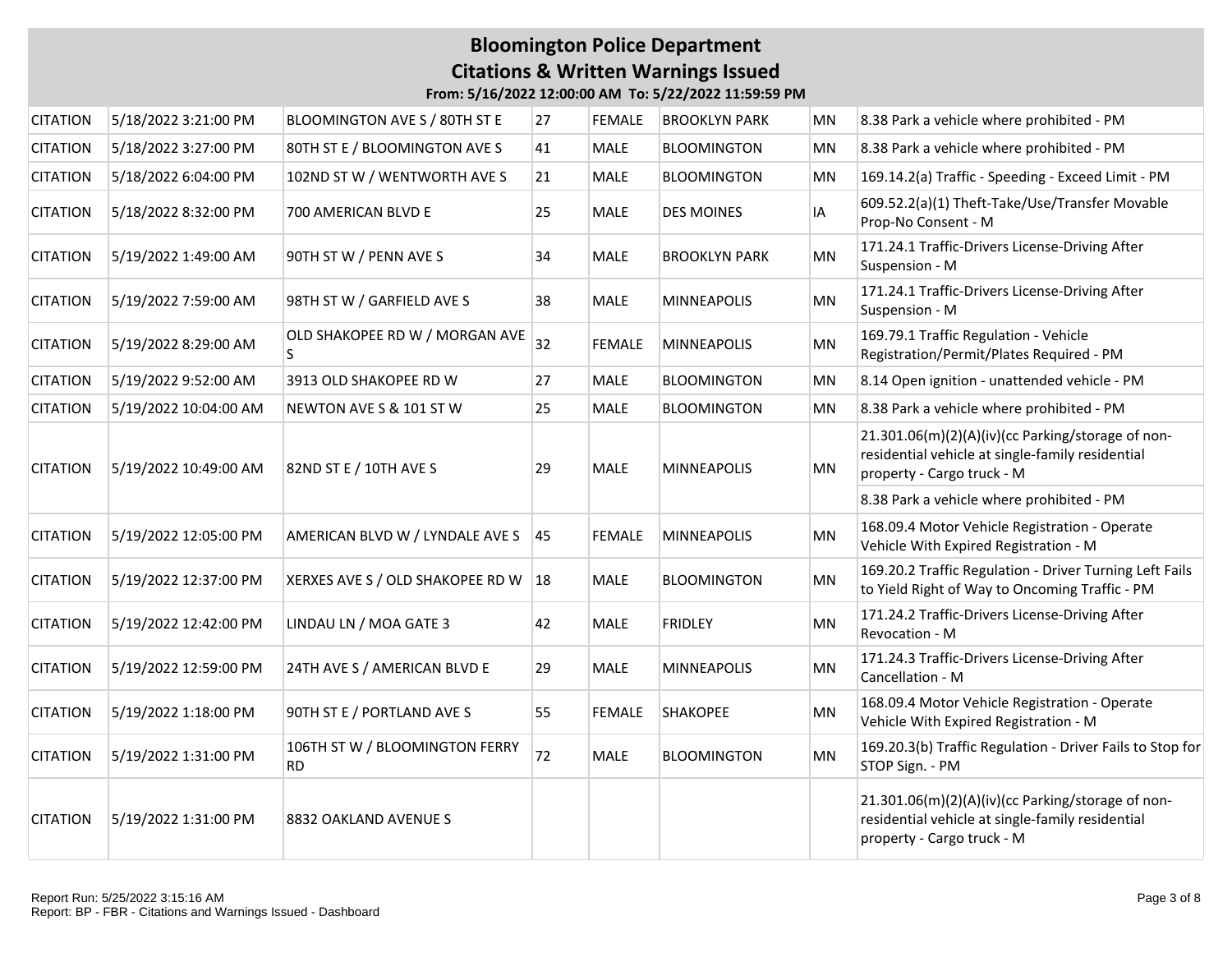# Bloomington Police Department

## Citations & Written Warnings Issued

**From: 5/16/2022 12:00:00 AM To: 5/22/2022 11:59:59 PM**

| | | | | | | | |
|---|---|---|---|---|---|---|---|
| CITATION | 5/18/2022 3:21:00 PM | BLOOMINGTON AVE S / 80TH ST E | 27 | FEMALE | BROOKLYN PARK | MN | 8.38 Park a vehicle where prohibited - PM |
| CITATION | 5/18/2022 3:27:00 PM | 80TH ST E / BLOOMINGTON AVE S | 41 | MALE | BLOOMINGTON | MN | 8.38 Park a vehicle where prohibited - PM |
| CITATION | 5/18/2022 6:04:00 PM | 102ND ST W / WENTWORTH AVE S | 21 | MALE | BLOOMINGTON | MN | 169.14.2(a) Traffic - Speeding - Exceed Limit - PM |
| CITATION | 5/18/2022 8:32:00 PM | 700 AMERICAN BLVD E | 25 | MALE | DES MOINES | IA | 609.52.2(a)(1) Theft-Take/Use/Transfer Movable Prop-No Consent - M |
| CITATION | 5/19/2022 1:49:00 AM | 90TH ST W / PENN AVE S | 34 | MALE | BROOKLYN PARK | MN | 171.24.1 Traffic-Drivers License-Driving After Suspension - M |
| CITATION | 5/19/2022 7:59:00 AM | 98TH ST W / GARFIELD AVE S | 38 | MALE | MINNEAPOLIS | MN | 171.24.1 Traffic-Drivers License-Driving After Suspension - M |
| CITATION | 5/19/2022 8:29:00 AM | OLD SHAKOPEE RD W / MORGAN AVE S | 32 | FEMALE | MINNEAPOLIS | MN | 169.79.1 Traffic Regulation - Vehicle Registration/Permit/Plates Required - PM |
| CITATION | 5/19/2022 9:52:00 AM | 3913 OLD SHAKOPEE RD W | 27 | MALE | BLOOMINGTON | MN | 8.14 Open ignition - unattended vehicle - PM |
| CITATION | 5/19/2022 10:04:00 AM | NEWTON AVE S & 101 ST W | 25 | MALE | BLOOMINGTON | MN | 8.38 Park a vehicle where prohibited - PM |
| CITATION | 5/19/2022 10:49:00 AM | 82ND ST E / 10TH AVE S | 29 | MALE | MINNEAPOLIS | MN | 21.301.06(m)(2)(A)(iv)(cc Parking/storage of non-residential vehicle at single-family residential property - Cargo truck - M |
| | | | | | | | 8.38 Park a vehicle where prohibited - PM |
| CITATION | 5/19/2022 12:05:00 PM | AMERICAN BLVD W / LYNDALE AVE S | 45 | FEMALE | MINNEAPOLIS | MN | 168.09.4 Motor Vehicle Registration - Operate Vehicle With Expired Registration - M |
| CITATION | 5/19/2022 12:37:00 PM | XERXES AVE S / OLD SHAKOPEE RD W | 18 | MALE | BLOOMINGTON | MN | 169.20.2 Traffic Regulation - Driver Turning Left Fails to Yield Right of Way to Oncoming Traffic - PM |
| CITATION | 5/19/2022 12:42:00 PM | LINDAU LN / MOA GATE 3 | 42 | MALE | FRIDLEY | MN | 171.24.2 Traffic-Drivers License-Driving After Revocation - M |
| CITATION | 5/19/2022 12:59:00 PM | 24TH AVE S / AMERICAN BLVD E | 29 | MALE | MINNEAPOLIS | MN | 171.24.3 Traffic-Drivers License-Driving After Cancellation - M |
| CITATION | 5/19/2022 1:18:00 PM | 90TH ST E / PORTLAND AVE S | 55 | FEMALE | SHAKOPEE | MN | 168.09.4 Motor Vehicle Registration - Operate Vehicle With Expired Registration - M |
| CITATION | 5/19/2022 1:31:00 PM | 106TH ST W / BLOOMINGTON FERRY RD | 72 | MALE | BLOOMINGTON | MN | 169.20.3(b) Traffic Regulation - Driver Fails to Stop for STOP Sign. - PM |
| CITATION | 5/19/2022 1:31:00 PM | 8832 OAKLAND AVENUE S | | | | | 21.301.06(m)(2)(A)(iv)(cc Parking/storage of non-residential vehicle at single-family residential property - Cargo truck - M |

Report Run: 5/25/2022 3:15:16 AM
Report: BP - FBR - Citations and Warnings Issued - Dashboard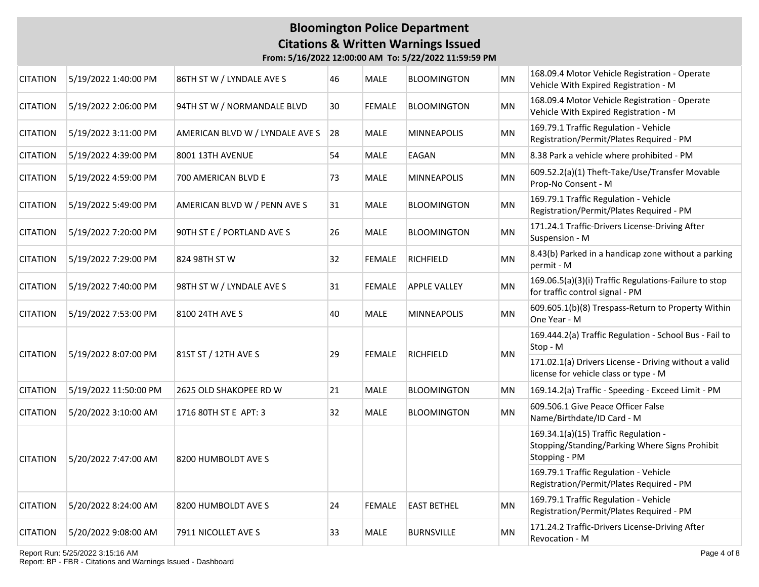# Bloomington Police Department

## Citations & Written Warnings Issued

**From: 5/16/2022 12:00:00 AM To: 5/22/2022 11:59:59 PM**

| | | | | | | | |
|---|---|---|---|---|---|---|---|
| CITATION | 5/19/2022 1:40:00 PM | 86TH ST W / LYNDALE AVE S | 46 | MALE | BLOOMINGTON | MN | 168.09.4 Motor Vehicle Registration - Operate Vehicle With Expired Registration - M |
| CITATION | 5/19/2022 2:06:00 PM | 94TH ST W / NORMANDALE BLVD | 30 | FEMALE | BLOOMINGTON | MN | 168.09.4 Motor Vehicle Registration - Operate Vehicle With Expired Registration - M |
| CITATION | 5/19/2022 3:11:00 PM | AMERICAN BLVD W / LYNDALE AVE S | 28 | MALE | MINNEAPOLIS | MN | 169.79.1 Traffic Regulation - Vehicle Registration/Permit/Plates Required - PM |
| CITATION | 5/19/2022 4:39:00 PM | 8001 13TH AVENUE | 54 | MALE | EAGAN | MN | 8.38 Park a vehicle where prohibited - PM |
| CITATION | 5/19/2022 4:59:00 PM | 700 AMERICAN BLVD E | 73 | MALE | MINNEAPOLIS | MN | 609.52.2(a)(1) Theft-Take/Use/Transfer Movable Prop-No Consent - M |
| CITATION | 5/19/2022 5:49:00 PM | AMERICAN BLVD W / PENN AVE S | 31 | MALE | BLOOMINGTON | MN | 169.79.1 Traffic Regulation - Vehicle Registration/Permit/Plates Required - PM |
| CITATION | 5/19/2022 7:20:00 PM | 90TH ST E / PORTLAND AVE S | 26 | MALE | BLOOMINGTON | MN | 171.24.1 Traffic-Drivers License-Driving After Suspension - M |
| CITATION | 5/19/2022 7:29:00 PM | 824 98TH ST W | 32 | FEMALE | RICHFIELD | MN | 8.43(b) Parked in a handicap zone without a parking permit - M |
| CITATION | 5/19/2022 7:40:00 PM | 98TH ST W / LYNDALE AVE S | 31 | FEMALE | APPLE VALLEY | MN | 169.06.5(a)(3)(i) Traffic Regulations-Failure to stop for traffic control signal - PM |
| CITATION | 5/19/2022 7:53:00 PM | 8100 24TH AVE S | 40 | MALE | MINNEAPOLIS | MN | 609.605.1(b)(8) Trespass-Return to Property Within One Year - M |
| CITATION | 5/19/2022 8:07:00 PM | 81ST ST / 12TH AVE S | 29 | FEMALE | RICHFIELD | MN | 169.444.2(a) Traffic Regulation - School Bus - Fail to Stop - M |
| | | | | | | | 171.02.1(a) Drivers License - Driving without a valid license for vehicle class or type - M |
| CITATION | 5/19/2022 11:50:00 PM | 2625 OLD SHAKOPEE RD W | 21 | MALE | BLOOMINGTON | MN | 169.14.2(a) Traffic - Speeding - Exceed Limit - PM |
| CITATION | 5/20/2022 3:10:00 AM | 1716 80TH ST E APT: 3 | 32 | MALE | BLOOMINGTON | MN | 609.506.1 Give Peace Officer False Name/Birthdate/ID Card - M |
| CITATION | 5/20/2022 7:47:00 AM | 8200 HUMBOLDT AVE S | | | | | 169.34.1(a)(15) Traffic Regulation - Stopping/Standing/Parking Where Signs Prohibit Stopping - PM |
| | | | | | | | 169.79.1 Traffic Regulation - Vehicle Registration/Permit/Plates Required - PM |
| CITATION | 5/20/2022 8:24:00 AM | 8200 HUMBOLDT AVE S | 24 | FEMALE | EAST BETHEL | MN | 169.79.1 Traffic Regulation - Vehicle Registration/Permit/Plates Required - PM |
| CITATION | 5/20/2022 9:08:00 AM | 7911 NICOLLET AVE S | 33 | MALE | BURNSVILLE | MN | 171.24.2 Traffic-Drivers License-Driving After Revocation - M |

Report Run: 5/25/2022 3:15:16 AM
Report: BP - FBR - Citations and Warnings Issued - Dashboard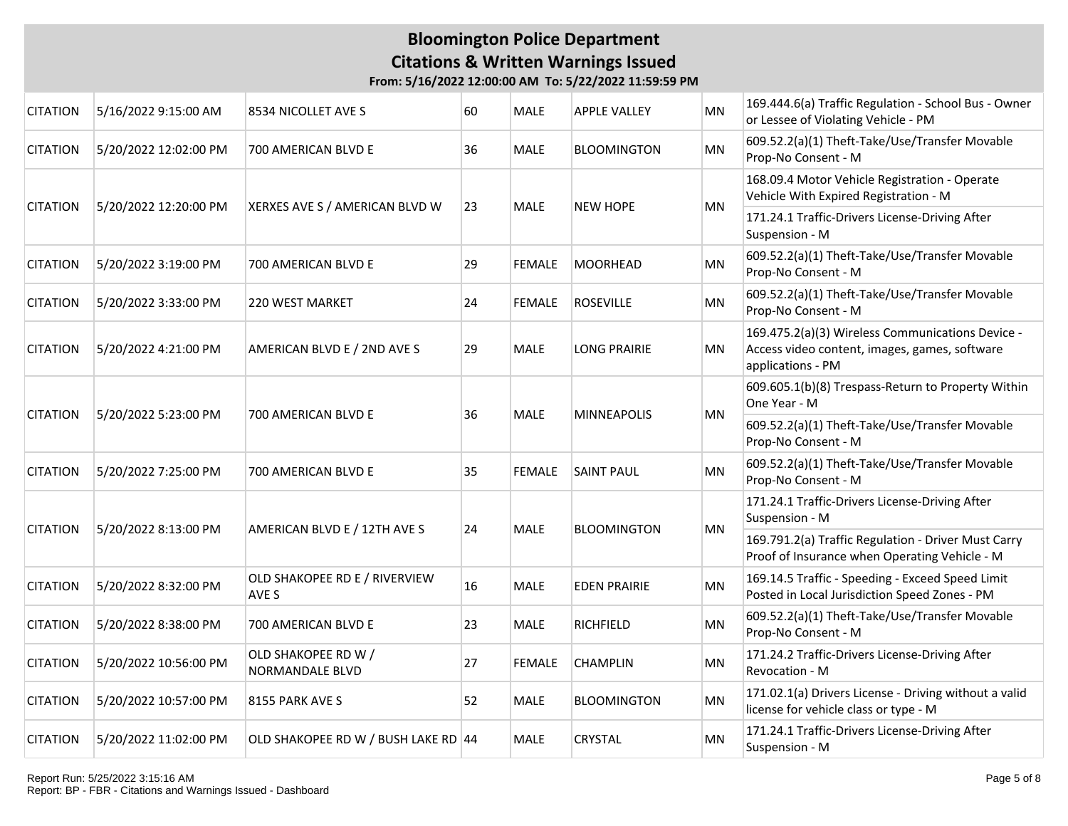# Bloomington Police Department

## Citations & Written Warnings Issued

**From: 5/16/2022 12:00:00 AM To: 5/22/2022 11:59:59 PM**

| | | | | | | | |
|---|---|---|---|---|---|---|---|
| CITATION | 5/16/2022 9:15:00 AM | 8534 NICOLLET AVE S | 60 | MALE | APPLE VALLEY | MN | 169.444.6(a) Traffic Regulation - School Bus - Owner or Lessee of Violating Vehicle - PM |
| CITATION | 5/20/2022 12:02:00 PM | 700 AMERICAN BLVD E | 36 | MALE | BLOOMINGTON | MN | 609.52.2(a)(1) Theft-Take/Use/Transfer Movable Prop-No Consent - M |
| CITATION | 5/20/2022 12:20:00 PM | XERXES AVE S / AMERICAN BLVD W | 23 | MALE | NEW HOPE | MN | 168.09.4 Motor Vehicle Registration - Operate Vehicle With Expired Registration - M |
| | | | | | | | 171.24.1 Traffic-Drivers License-Driving After Suspension - M |
| CITATION | 5/20/2022 3:19:00 PM | 700 AMERICAN BLVD E | 29 | FEMALE | MOORHEAD | MN | 609.52.2(a)(1) Theft-Take/Use/Transfer Movable Prop-No Consent - M |
| CITATION | 5/20/2022 3:33:00 PM | 220 WEST MARKET | 24 | FEMALE | ROSEVILLE | MN | 609.52.2(a)(1) Theft-Take/Use/Transfer Movable Prop-No Consent - M |
| CITATION | 5/20/2022 4:21:00 PM | AMERICAN BLVD E / 2ND AVE S | 29 | MALE | LONG PRAIRIE | MN | 169.475.2(a)(3) Wireless Communications Device - Access video content, images, games, software applications - PM |
| CITATION | 5/20/2022 5:23:00 PM | 700 AMERICAN BLVD E | 36 | MALE | MINNEAPOLIS | MN | 609.605.1(b)(8) Trespass-Return to Property Within One Year - M |
| | | | | | | | 609.52.2(a)(1) Theft-Take/Use/Transfer Movable Prop-No Consent - M |
| CITATION | 5/20/2022 7:25:00 PM | 700 AMERICAN BLVD E | 35 | FEMALE | SAINT PAUL | MN | 609.52.2(a)(1) Theft-Take/Use/Transfer Movable Prop-No Consent - M |
| CITATION | 5/20/2022 8:13:00 PM | AMERICAN BLVD E / 12TH AVE S | 24 | MALE | BLOOMINGTON | MN | 171.24.1 Traffic-Drivers License-Driving After Suspension - M |
| | | | | | | | 169.791.2(a) Traffic Regulation - Driver Must Carry Proof of Insurance when Operating Vehicle - M |
| CITATION | 5/20/2022 8:32:00 PM | OLD SHAKOPEE RD E / RIVERVIEW AVE S | 16 | MALE | EDEN PRAIRIE | MN | 169.14.5 Traffic - Speeding - Exceed Speed Limit Posted in Local Jurisdiction Speed Zones - PM |
| CITATION | 5/20/2022 8:38:00 PM | 700 AMERICAN BLVD E | 23 | MALE | RICHFIELD | MN | 609.52.2(a)(1) Theft-Take/Use/Transfer Movable Prop-No Consent - M |
| CITATION | 5/20/2022 10:56:00 PM | OLD SHAKOPEE RD W / NORMANDALE BLVD | 27 | FEMALE | CHAMPLIN | MN | 171.24.2 Traffic-Drivers License-Driving After Revocation - M |
| CITATION | 5/20/2022 10:57:00 PM | 8155 PARK AVE S | 52 | MALE | BLOOMINGTON | MN | 171.02.1(a) Drivers License - Driving without a valid license for vehicle class or type - M |
| CITATION | 5/20/2022 11:02:00 PM | OLD SHAKOPEE RD W / BUSH LAKE RD | 44 | MALE | CRYSTAL | MN | 171.24.1 Traffic-Drivers License-Driving After Suspension - M |

Report Run: 5/25/2022 3:15:16 AM
Report: BP - FBR - Citations and Warnings Issued - Dashboard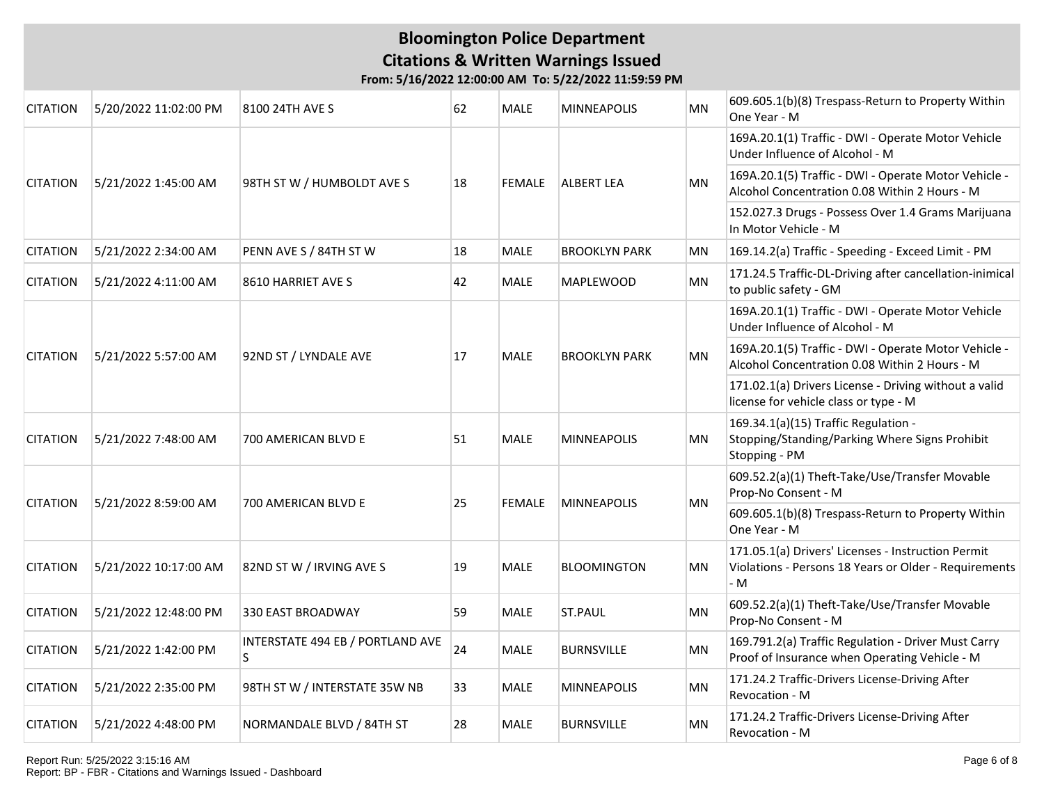# Bloomington Police Department

## Citations & Written Warnings Issued

**From: 5/16/2022 12:00:00 AM To: 5/22/2022 11:59:59 PM**

| | | | | | | | |
|---|---|---|---|---|---|---|---|
| CITATION | 5/20/2022 11:02:00 PM | 8100 24TH AVE S | 62 | MALE | MINNEAPOLIS | MN | 609.605.1(b)(8) Trespass-Return to Property Within One Year - M |
| CITATION | 5/21/2022 1:45:00 AM | 98TH ST W / HUMBOLDT AVE S | 18 | FEMALE | ALBERT LEA | MN | 169A.20.1(1) Traffic - DWI - Operate Motor Vehicle Under Influence of Alcohol - M |
| | | | | | | | 169A.20.1(5) Traffic - DWI - Operate Motor Vehicle - Alcohol Concentration 0.08 Within 2 Hours - M |
| | | | | | | | 152.027.3 Drugs - Possess Over 1.4 Grams Marijuana In Motor Vehicle - M |
| CITATION | 5/21/2022 2:34:00 AM | PENN AVE S / 84TH ST W | 18 | MALE | BROOKLYN PARK | MN | 169.14.2(a) Traffic - Speeding - Exceed Limit - PM |
| CITATION | 5/21/2022 4:11:00 AM | 8610 HARRIET AVE S | 42 | MALE | MAPLEWOOD | MN | 171.24.5 Traffic-DL-Driving after cancellation-inimical to public safety - GM |
| CITATION | 5/21/2022 5:57:00 AM | 92ND ST / LYNDALE AVE | 17 | MALE | BROOKLYN PARK | MN | 169A.20.1(1) Traffic - DWI - Operate Motor Vehicle Under Influence of Alcohol - M |
| | | | | | | | 169A.20.1(5) Traffic - DWI - Operate Motor Vehicle - Alcohol Concentration 0.08 Within 2 Hours - M |
| | | | | | | | 171.02.1(a) Drivers License - Driving without a valid license for vehicle class or type - M |
| CITATION | 5/21/2022 7:48:00 AM | 700 AMERICAN BLVD E | 51 | MALE | MINNEAPOLIS | MN | 169.34.1(a)(15) Traffic Regulation - Stopping/Standing/Parking Where Signs Prohibit Stopping - PM |
| CITATION | 5/21/2022 8:59:00 AM | 700 AMERICAN BLVD E | 25 | FEMALE | MINNEAPOLIS | MN | 609.52.2(a)(1) Theft-Take/Use/Transfer Movable Prop-No Consent - M |
| | | | | | | | 609.605.1(b)(8) Trespass-Return to Property Within One Year - M |
| CITATION | 5/21/2022 10:17:00 AM | 82ND ST W / IRVING AVE S | 19 | MALE | BLOOMINGTON | MN | 171.05.1(a) Drivers' Licenses - Instruction Permit Violations - Persons 18 Years or Older - Requirements - M |
| CITATION | 5/21/2022 12:48:00 PM | 330 EAST BROADWAY | 59 | MALE | ST.PAUL | MN | 609.52.2(a)(1) Theft-Take/Use/Transfer Movable Prop-No Consent - M |
| CITATION | 5/21/2022 1:42:00 PM | INTERSTATE 494 EB / PORTLAND AVE S | 24 | MALE | BURNSVILLE | MN | 169.791.2(a) Traffic Regulation - Driver Must Carry Proof of Insurance when Operating Vehicle - M |
| CITATION | 5/21/2022 2:35:00 PM | 98TH ST W / INTERSTATE 35W NB | 33 | MALE | MINNEAPOLIS | MN | 171.24.2 Traffic-Drivers License-Driving After Revocation - M |
| CITATION | 5/21/2022 4:48:00 PM | NORMANDALE BLVD / 84TH ST | 28 | MALE | BURNSVILLE | MN | 171.24.2 Traffic-Drivers License-Driving After Revocation - M |

Report Run: 5/25/2022 3:15:16 AM
Report: BP - FBR - Citations and Warnings Issued - Dashboard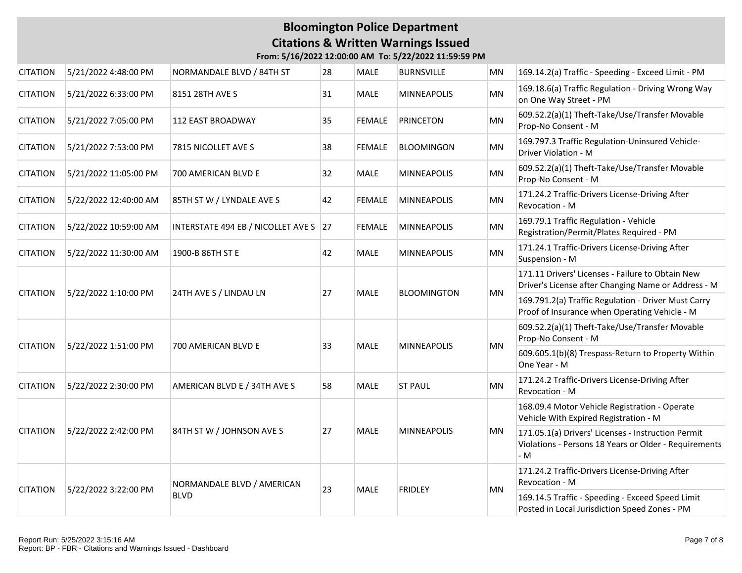# Bloomington Police Department

## Citations & Written Warnings Issued

**From: 5/16/2022 12:00:00 AM To: 5/22/2022 11:59:59 PM**

| Type | Date/Time | Location | Age | Sex | City | State | Offense |
|---|---|---|---|---|---|---|---|
| CITATION | 5/21/2022 4:48:00 PM | NORMANDALE BLVD / 84TH ST | 28 | MALE | BURNSVILLE | MN | 169.14.2(a) Traffic - Speeding - Exceed Limit - PM |
| CITATION | 5/21/2022 6:33:00 PM | 8151 28TH AVE S | 31 | MALE | MINNEAPOLIS | MN | 169.18.6(a) Traffic Regulation - Driving Wrong Way on One Way Street - PM |
| CITATION | 5/21/2022 7:05:00 PM | 112 EAST BROADWAY | 35 | FEMALE | PRINCETON | MN | 609.52.2(a)(1) Theft-Take/Use/Transfer Movable Prop-No Consent - M |
| CITATION | 5/21/2022 7:53:00 PM | 7815 NICOLLET AVE S | 38 | FEMALE | BLOOMINGON | MN | 169.797.3 Traffic Regulation-Uninsured Vehicle-Driver Violation - M |
| CITATION | 5/21/2022 11:05:00 PM | 700 AMERICAN BLVD E | 32 | MALE | MINNEAPOLIS | MN | 609.52.2(a)(1) Theft-Take/Use/Transfer Movable Prop-No Consent - M |
| CITATION | 5/22/2022 12:40:00 AM | 85TH ST W / LYNDALE AVE S | 42 | FEMALE | MINNEAPOLIS | MN | 171.24.2 Traffic-Drivers License-Driving After Revocation - M |
| CITATION | 5/22/2022 10:59:00 AM | INTERSTATE 494 EB / NICOLLET AVE S | 27 | FEMALE | MINNEAPOLIS | MN | 169.79.1 Traffic Regulation - Vehicle Registration/Permit/Plates Required - PM |
| CITATION | 5/22/2022 11:30:00 AM | 1900-B 86TH ST E | 42 | MALE | MINNEAPOLIS | MN | 171.24.1 Traffic-Drivers License-Driving After Suspension - M |
| CITATION | 5/22/2022 1:10:00 PM | 24TH AVE S / LINDAU LN | 27 | MALE | BLOOMINGTON | MN | 171.11 Drivers' Licenses - Failure to Obtain New Driver's License after Changing Name or Address - M |
| | | | | | | | 169.791.2(a) Traffic Regulation - Driver Must Carry Proof of Insurance when Operating Vehicle - M |
| CITATION | 5/22/2022 1:51:00 PM | 700 AMERICAN BLVD E | 33 | MALE | MINNEAPOLIS | MN | 609.52.2(a)(1) Theft-Take/Use/Transfer Movable Prop-No Consent - M |
| | | | | | | | 609.605.1(b)(8) Trespass-Return to Property Within One Year - M |
| CITATION | 5/22/2022 2:30:00 PM | AMERICAN BLVD E / 34TH AVE S | 58 | MALE | ST PAUL | MN | 171.24.2 Traffic-Drivers License-Driving After Revocation - M |
| CITATION | 5/22/2022 2:42:00 PM | 84TH ST W / JOHNSON AVE S | 27 | MALE | MINNEAPOLIS | MN | 168.09.4 Motor Vehicle Registration - Operate Vehicle With Expired Registration - M |
| | | | | | | | 171.05.1(a) Drivers' Licenses - Instruction Permit Violations - Persons 18 Years or Older - Requirements - M |
| CITATION | 5/22/2022 3:22:00 PM | NORMANDALE BLVD / AMERICAN BLVD | 23 | MALE | FRIDLEY | MN | 171.24.2 Traffic-Drivers License-Driving After Revocation - M |
| | | | | | | | 169.14.5 Traffic - Speeding - Exceed Speed Limit Posted in Local Jurisdiction Speed Zones - PM |

Report Run: 5/25/2022 3:15:16 AM
Report: BP - FBR - Citations and Warnings Issued - Dashboard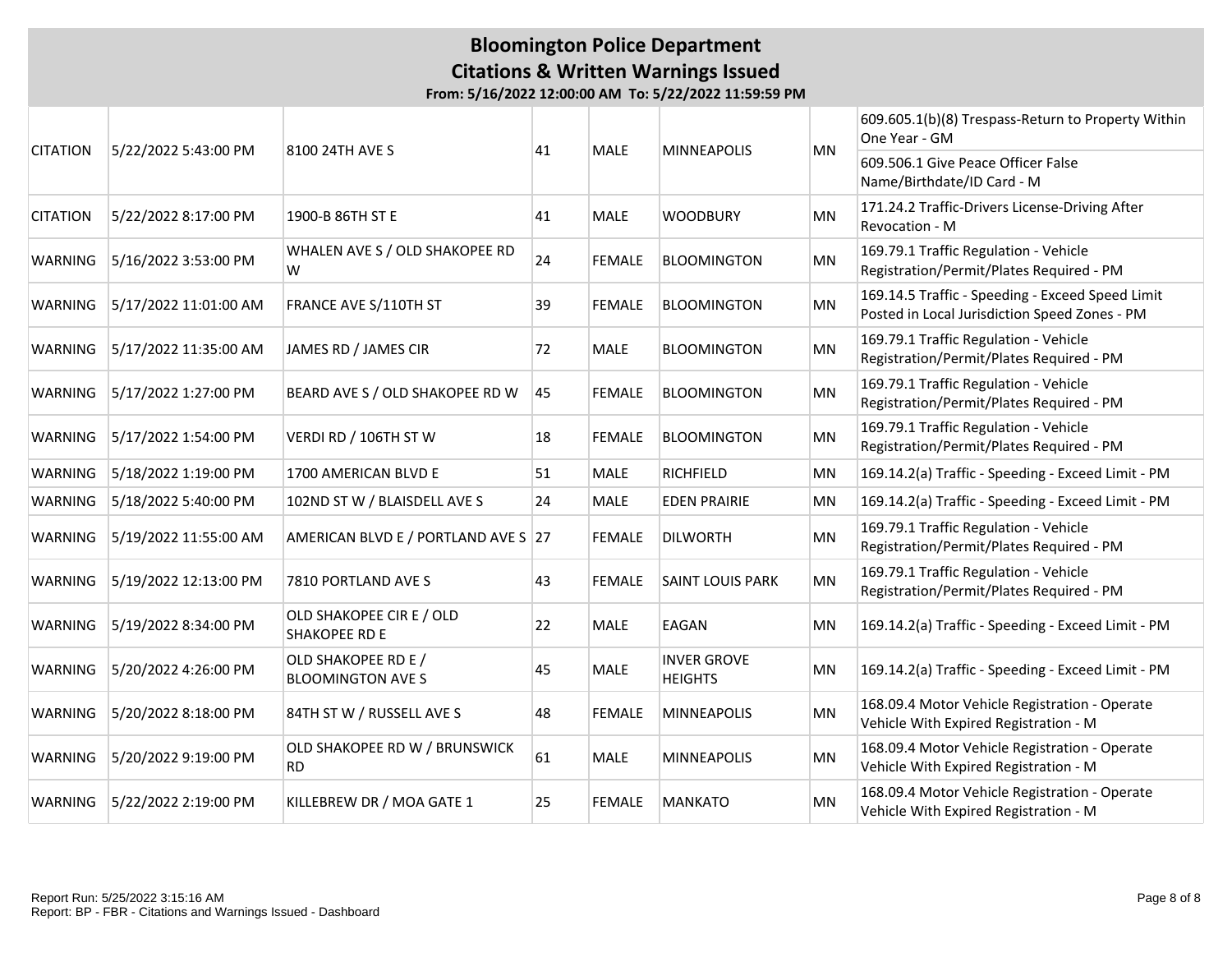# Bloomington Police Department

## Citations & Written Warnings Issued

**From: 5/16/2022 12:00:00 AM To: 5/22/2022 11:59:59 PM**

| | | | | | | | |
|---|---|---|---|---|---|---|---|
| CITATION | 5/22/2022 5:43:00 PM | 8100 24TH AVE S | 41 | MALE | MINNEAPOLIS | MN | 609.605.1(b)(8) Trespass-Return to Property Within One Year - GM |
| | | | | | | | 609.506.1 Give Peace Officer False Name/Birthdate/ID Card - M |
| CITATION | 5/22/2022 8:17:00 PM | 1900-B 86TH ST E | 41 | MALE | WOODBURY | MN | 171.24.2 Traffic-Drivers License-Driving After Revocation - M |
| WARNING | 5/16/2022 3:53:00 PM | WHALEN AVE S / OLD SHAKOPEE RD W | 24 | FEMALE | BLOOMINGTON | MN | 169.79.1 Traffic Regulation - Vehicle Registration/Permit/Plates Required - PM |
| WARNING | 5/17/2022 11:01:00 AM | FRANCE AVE S/110TH ST | 39 | FEMALE | BLOOMINGTON | MN | 169.14.5 Traffic - Speeding - Exceed Speed Limit Posted in Local Jurisdiction Speed Zones - PM |
| WARNING | 5/17/2022 11:35:00 AM | JAMES RD / JAMES CIR | 72 | MALE | BLOOMINGTON | MN | 169.79.1 Traffic Regulation - Vehicle Registration/Permit/Plates Required - PM |
| WARNING | 5/17/2022 1:27:00 PM | BEARD AVE S / OLD SHAKOPEE RD W | 45 | FEMALE | BLOOMINGTON | MN | 169.79.1 Traffic Regulation - Vehicle Registration/Permit/Plates Required - PM |
| WARNING | 5/17/2022 1:54:00 PM | VERDI RD / 106TH ST W | 18 | FEMALE | BLOOMINGTON | MN | 169.79.1 Traffic Regulation - Vehicle Registration/Permit/Plates Required - PM |
| WARNING | 5/18/2022 1:19:00 PM | 1700 AMERICAN BLVD E | 51 | MALE | RICHFIELD | MN | 169.14.2(a) Traffic - Speeding - Exceed Limit - PM |
| WARNING | 5/18/2022 5:40:00 PM | 102ND ST W / BLAISDELL AVE S | 24 | MALE | EDEN PRAIRIE | MN | 169.14.2(a) Traffic - Speeding - Exceed Limit - PM |
| WARNING | 5/19/2022 11:55:00 AM | AMERICAN BLVD E / PORTLAND AVE S | 27 | FEMALE | DILWORTH | MN | 169.79.1 Traffic Regulation - Vehicle Registration/Permit/Plates Required - PM |
| WARNING | 5/19/2022 12:13:00 PM | 7810 PORTLAND AVE S | 43 | FEMALE | SAINT LOUIS PARK | MN | 169.79.1 Traffic Regulation - Vehicle Registration/Permit/Plates Required - PM |
| WARNING | 5/19/2022 8:34:00 PM | OLD SHAKOPEE CIR E / OLD SHAKOPEE RD E | 22 | MALE | EAGAN | MN | 169.14.2(a) Traffic - Speeding - Exceed Limit - PM |
| WARNING | 5/20/2022 4:26:00 PM | OLD SHAKOPEE RD E / BLOOMINGTON AVE S | 45 | MALE | INVER GROVE HEIGHTS | MN | 169.14.2(a) Traffic - Speeding - Exceed Limit - PM |
| WARNING | 5/20/2022 8:18:00 PM | 84TH ST W / RUSSELL AVE S | 48 | FEMALE | MINNEAPOLIS | MN | 168.09.4 Motor Vehicle Registration - Operate Vehicle With Expired Registration - M |
| WARNING | 5/20/2022 9:19:00 PM | OLD SHAKOPEE RD W / BRUNSWICK RD | 61 | MALE | MINNEAPOLIS | MN | 168.09.4 Motor Vehicle Registration - Operate Vehicle With Expired Registration - M |
| WARNING | 5/22/2022 2:19:00 PM | KILLEBREW DR / MOA GATE 1 | 25 | FEMALE | MANKATO | MN | 168.09.4 Motor Vehicle Registration - Operate Vehicle With Expired Registration - M |

Report Run: 5/25/2022 3:15:16 AM
Report: BP - FBR - Citations and Warnings Issued - Dashboard